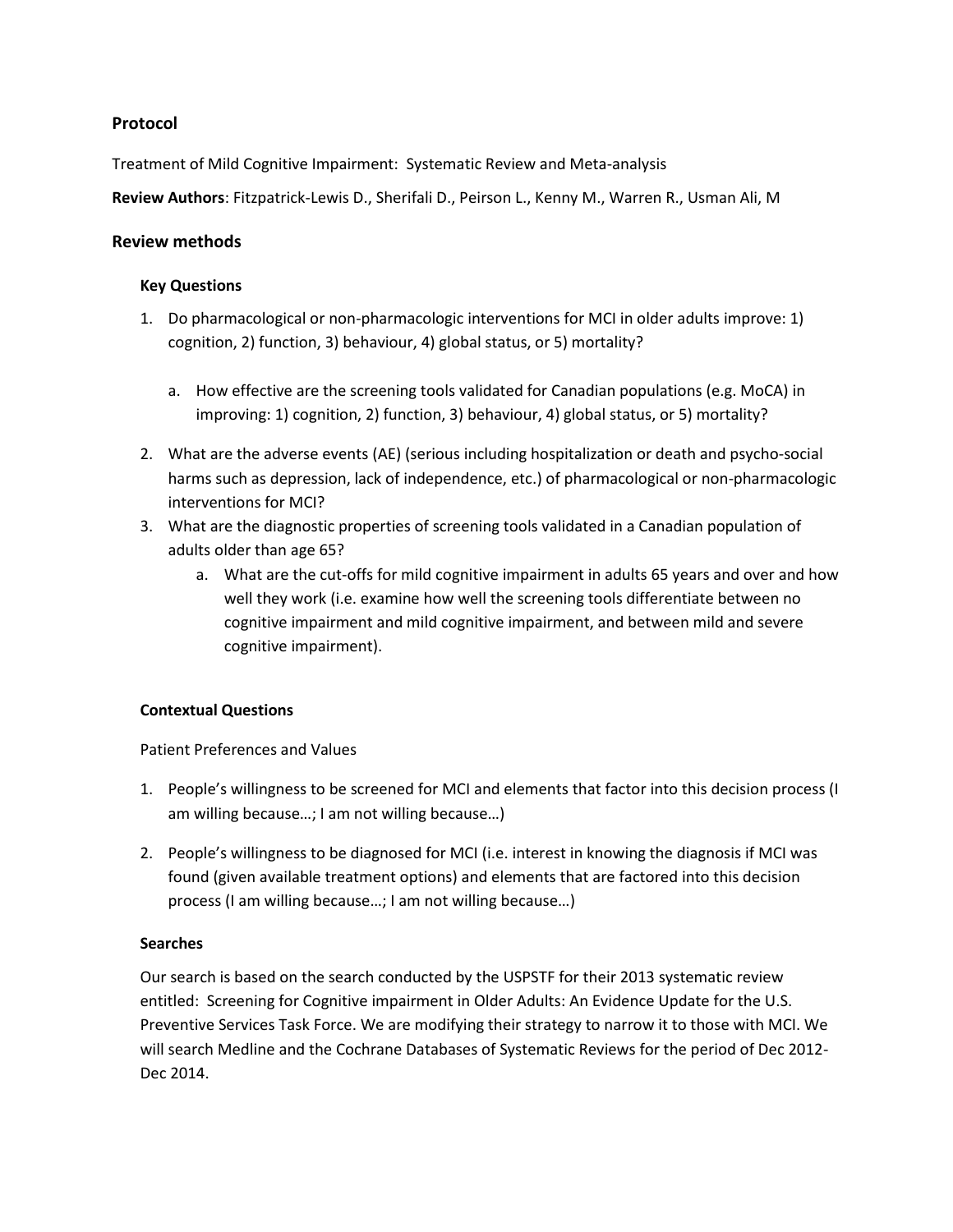## Protocol

Treatment of Mild Cognitive Impairment: Systematic Review and Meta-analysis

**Review Authors**: Fitzpatrick-Lewis D., Sherifali D., Peirson L., Kenny M., Warren R., Usman Ali, M

## Review methods

### Key Questions

1. Do pharmacological or non-pharmacologic interventions for MCI in older adults improve: 1) cognition, 2) function, 3) behaviour, 4) global status, or 5) mortality?

    a. How effective are the screening tools validated for Canadian populations (e.g. MoCA) in improving: 1) cognition, 2) function, 3) behaviour, 4) global status, or 5) mortality?

2. What are the adverse events (AE) (serious including hospitalization or death and psycho-social harms such as depression, lack of independence, etc.) of pharmacological or non-pharmacologic interventions for MCI?
3. What are the diagnostic properties of screening tools validated in a Canadian population of adults older than age 65?
    a. What are the cut-offs for mild cognitive impairment in adults 65 years and over and how well they work (i.e. examine how well the screening tools differentiate between no cognitive impairment and mild cognitive impairment, and between mild and severe cognitive impairment).

### Contextual Questions

Patient Preferences and Values

1. People's willingness to be screened for MCI and elements that factor into this decision process (I am willing because…; I am not willing because…)

2. People's willingness to be diagnosed for MCI (i.e. interest in knowing the diagnosis if MCI was found (given available treatment options) and elements that are factored into this decision process (I am willing because…; I am not willing because…)

### Searches

Our search is based on the search conducted by the USPSTF for their 2013 systematic review entitled: Screening for Cognitive impairment in Older Adults: An Evidence Update for the U.S. Preventive Services Task Force. We are modifying their strategy to narrow it to those with MCI. We will search Medline and the Cochrane Databases of Systematic Reviews for the period of Dec 2012-Dec 2014.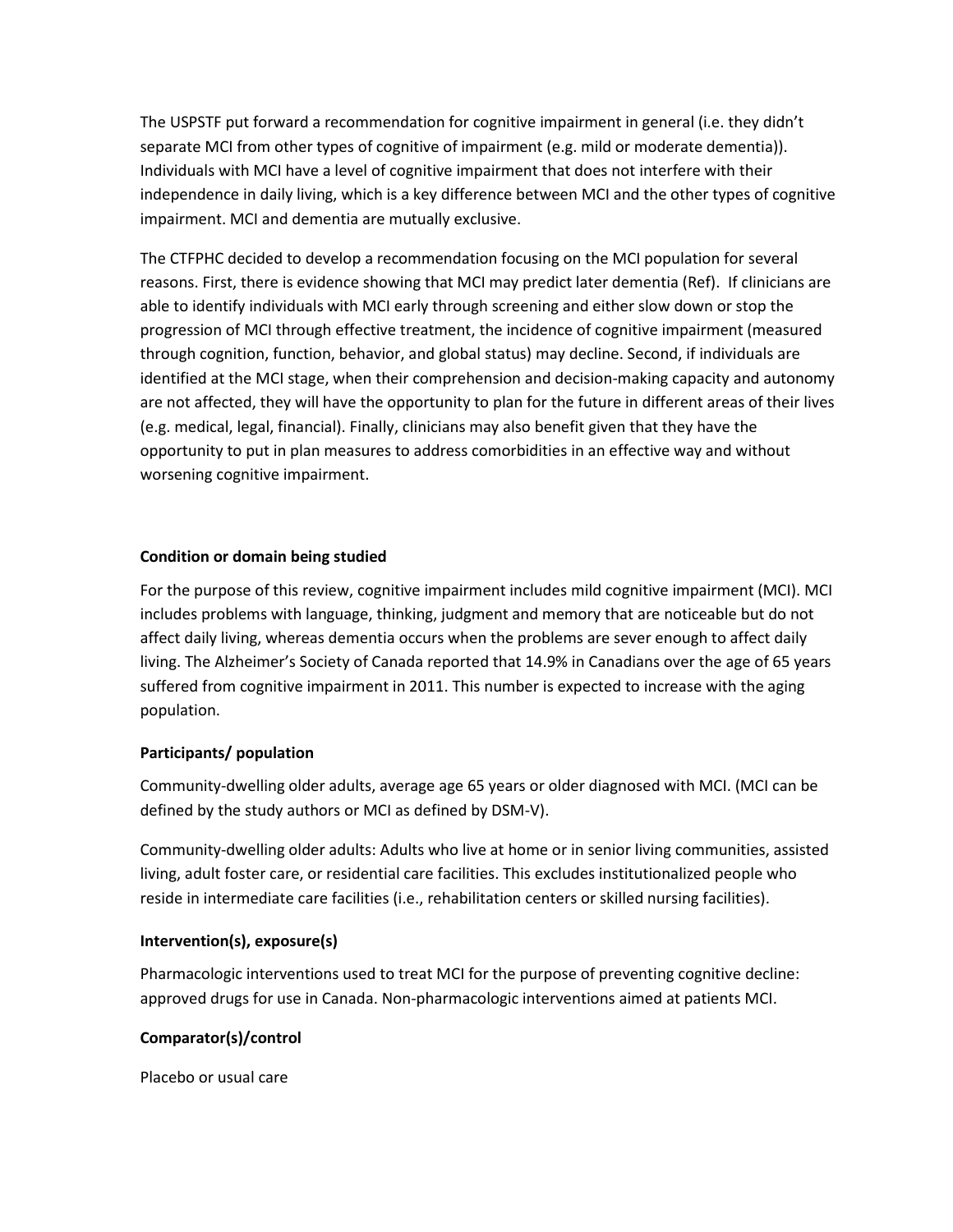The USPSTF put forward a recommendation for cognitive impairment in general (i.e. they didn't separate MCI from other types of cognitive of impairment (e.g. mild or moderate dementia)). Individuals with MCI have a level of cognitive impairment that does not interfere with their independence in daily living, which is a key difference between MCI and the other types of cognitive impairment. MCI and dementia are mutually exclusive.

The CTFPHC decided to develop a recommendation focusing on the MCI population for several reasons. First, there is evidence showing that MCI may predict later dementia (Ref). If clinicians are able to identify individuals with MCI early through screening and either slow down or stop the progression of MCI through effective treatment, the incidence of cognitive impairment (measured through cognition, function, behavior, and global status) may decline. Second, if individuals are identified at the MCI stage, when their comprehension and decision-making capacity and autonomy are not affected, they will have the opportunity to plan for the future in different areas of their lives (e.g. medical, legal, financial). Finally, clinicians may also benefit given that they have the opportunity to put in plan measures to address comorbidities in an effective way and without worsening cognitive impairment.

**Condition or domain being studied**

For the purpose of this review, cognitive impairment includes mild cognitive impairment (MCI). MCI includes problems with language, thinking, judgment and memory that are noticeable but do not affect daily living, whereas dementia occurs when the problems are sever enough to affect daily living. The Alzheimer's Society of Canada reported that 14.9% in Canadians over the age of 65 years suffered from cognitive impairment in 2011. This number is expected to increase with the aging population.

**Participants/ population**

Community-dwelling older adults, average age 65 years or older diagnosed with MCI. (MCI can be defined by the study authors or MCI as defined by DSM-V).

Community-dwelling older adults: Adults who live at home or in senior living communities, assisted living, adult foster care, or residential care facilities. This excludes institutionalized people who reside in intermediate care facilities (i.e., rehabilitation centers or skilled nursing facilities).

**Intervention(s), exposure(s)**

Pharmacologic interventions used to treat MCI for the purpose of preventing cognitive decline: approved drugs for use in Canada. Non-pharmacologic interventions aimed at patients MCI.

**Comparator(s)/control**

Placebo or usual care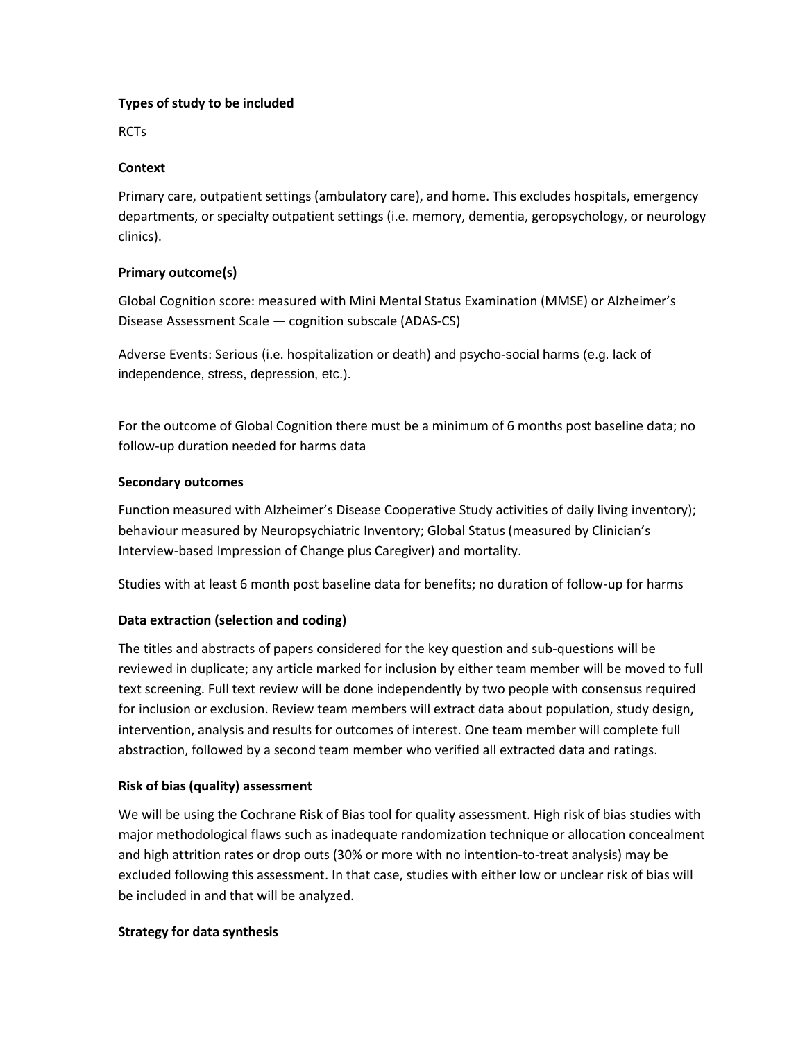**Types of study to be included**

RCTs

**Context**

Primary care, outpatient settings (ambulatory care), and home. This excludes hospitals, emergency departments, or specialty outpatient settings (i.e. memory, dementia, geropsychology, or neurology clinics).

**Primary outcome(s)**

Global Cognition score: measured with Mini Mental Status Examination (MMSE) or Alzheimer's Disease Assessment Scale — cognition subscale (ADAS-CS)

Adverse Events: Serious (i.e. hospitalization or death) and psycho-social harms (e.g. lack of independence, stress, depression, etc.).

For the outcome of Global Cognition there must be a minimum of 6 months post baseline data; no follow-up duration needed for harms data

**Secondary outcomes**

Function measured with Alzheimer's Disease Cooperative Study activities of daily living inventory); behaviour measured by Neuropsychiatric Inventory; Global Status (measured by Clinician's Interview-based Impression of Change plus Caregiver) and mortality.

Studies with at least 6 month post baseline data for benefits; no duration of follow-up for harms

**Data extraction (selection and coding)**

The titles and abstracts of papers considered for the key question and sub-questions will be reviewed in duplicate; any article marked for inclusion by either team member will be moved to full text screening. Full text review will be done independently by two people with consensus required for inclusion or exclusion. Review team members will extract data about population, study design, intervention, analysis and results for outcomes of interest. One team member will complete full abstraction, followed by a second team member who verified all extracted data and ratings.

**Risk of bias (quality) assessment**

We will be using the Cochrane Risk of Bias tool for quality assessment. High risk of bias studies with major methodological flaws such as inadequate randomization technique or allocation concealment and high attrition rates or drop outs (30% or more with no intention-to-treat analysis) may be excluded following this assessment. In that case, studies with either low or unclear risk of bias will be included in and that will be analyzed.

**Strategy for data synthesis**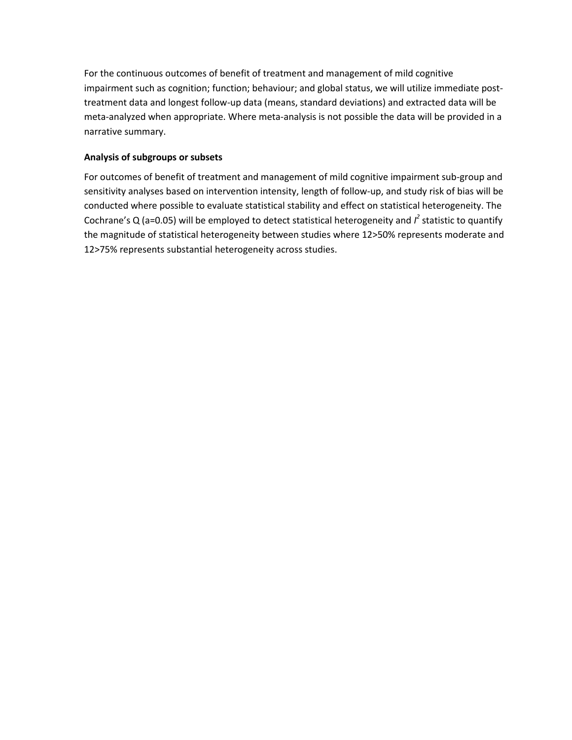For the continuous outcomes of benefit of treatment and management of mild cognitive impairment such as cognition; function; behaviour; and global status, we will utilize immediate post-treatment data and longest follow-up data (means, standard deviations) and extracted data will be meta-analyzed when appropriate. Where meta-analysis is not possible the data will be provided in a narrative summary.

**Analysis of subgroups or subsets**

For outcomes of benefit of treatment and management of mild cognitive impairment sub-group and sensitivity analyses based on intervention intensity, length of follow-up, and study risk of bias will be conducted where possible to evaluate statistical stability and effect on statistical heterogeneity. The Cochrane's Q (a=0.05) will be employed to detect statistical heterogeneity and $I^2$ statistic to quantify the magnitude of statistical heterogeneity between studies where 12>50% represents moderate and 12>75% represents substantial heterogeneity across studies.